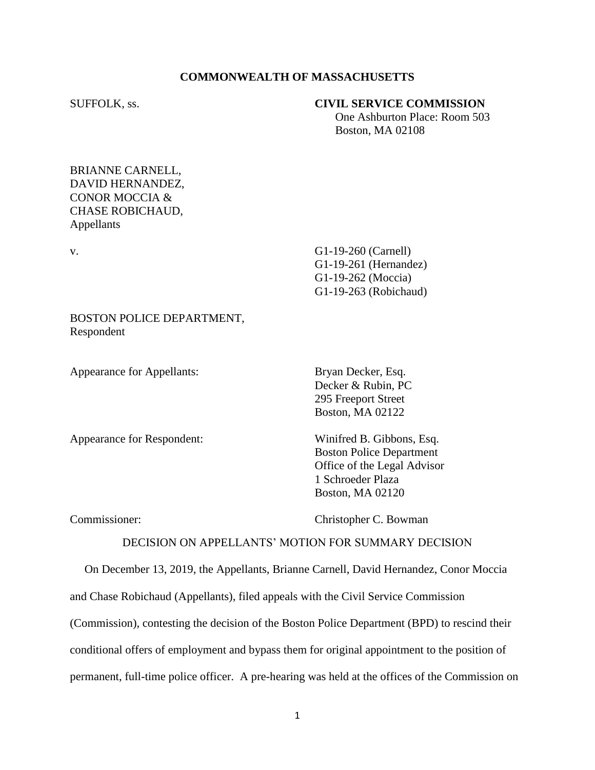**COMMONWEALTH OF MASSACHUSETTS**

SUFFOLK, ss.

**CIVIL SERVICE COMMISSION**
One Ashburton Place: Room 503
Boston, MA 02108

BRIANNE CARNELL,
DAVID HERNANDEZ,
CONOR MOCCIA &
CHASE ROBICHAUD,
Appellants

v.

G1-19-260 (Carnell)
G1-19-261 (Hernandez)
G1-19-262 (Moccia)
G1-19-263 (Robichaud)

BOSTON POLICE DEPARTMENT,
Respondent

Appearance for Appellants: Bryan Decker, Esq.
Decker & Rubin, PC
295 Freeport Street
Boston, MA 02122

Appearance for Respondent: Winifred B. Gibbons, Esq.
Boston Police Department
Office of the Legal Advisor
1 Schroeder Plaza
Boston, MA 02120

Commissioner: Christopher C. Bowman

DECISION ON APPELLANTS' MOTION FOR SUMMARY DECISION

On December 13, 2019, the Appellants, Brianne Carnell, David Hernandez, Conor Moccia and Chase Robichaud (Appellants), filed appeals with the Civil Service Commission (Commission), contesting the decision of the Boston Police Department (BPD) to rescind their conditional offers of employment and bypass them for original appointment to the position of permanent, full-time police officer. A pre-hearing was held at the offices of the Commission on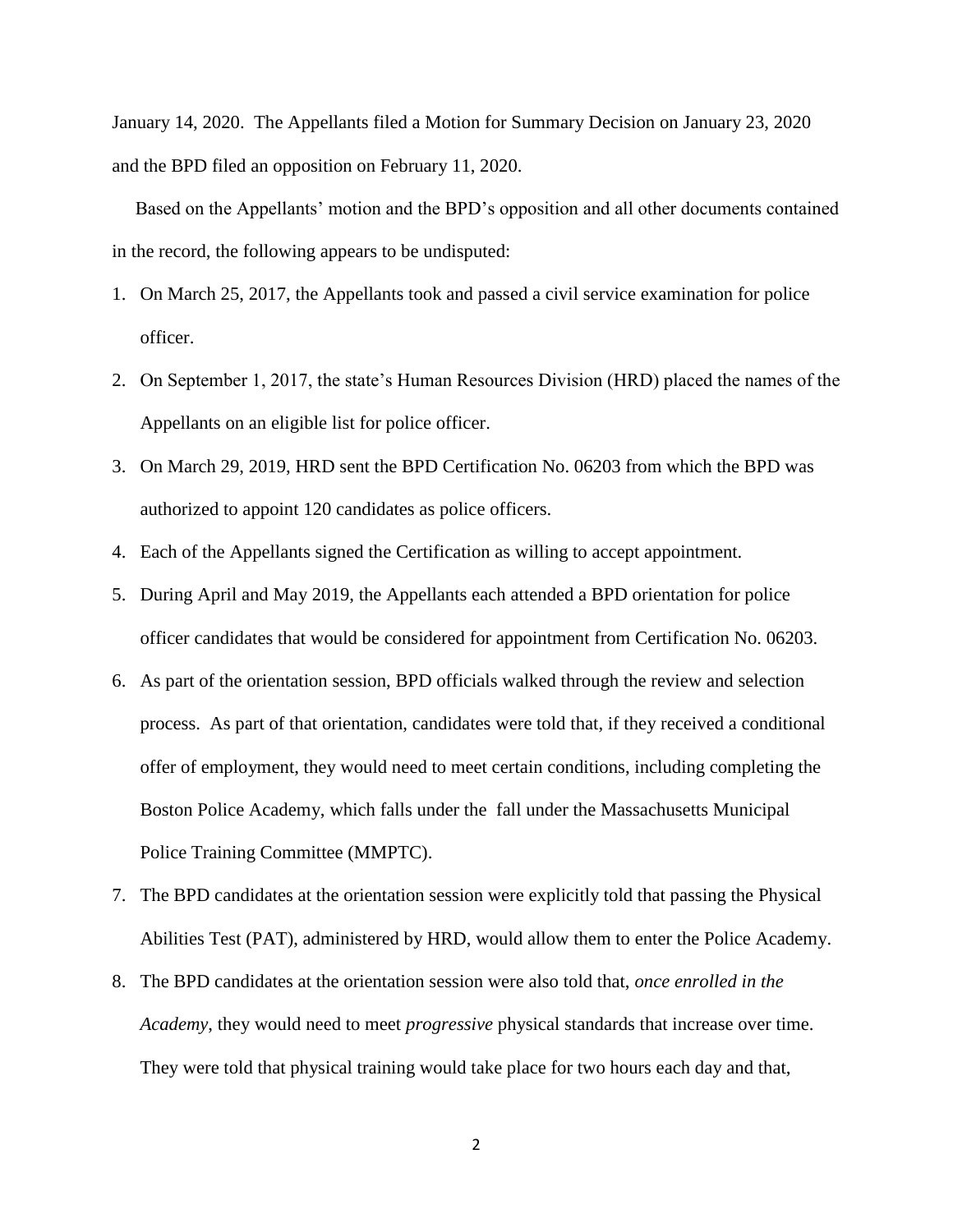January 14, 2020. The Appellants filed a Motion for Summary Decision on January 23, 2020 and the BPD filed an opposition on February 11, 2020.

Based on the Appellants' motion and the BPD's opposition and all other documents contained in the record, the following appears to be undisputed:

1. On March 25, 2017, the Appellants took and passed a civil service examination for police officer.
2. On September 1, 2017, the state's Human Resources Division (HRD) placed the names of the Appellants on an eligible list for police officer.
3. On March 29, 2019, HRD sent the BPD Certification No. 06203 from which the BPD was authorized to appoint 120 candidates as police officers.
4. Each of the Appellants signed the Certification as willing to accept appointment.
5. During April and May 2019, the Appellants each attended a BPD orientation for police officer candidates that would be considered for appointment from Certification No. 06203.
6. As part of the orientation session, BPD officials walked through the review and selection process. As part of that orientation, candidates were told that, if they received a conditional offer of employment, they would need to meet certain conditions, including completing the Boston Police Academy, which falls under the fall under the Massachusetts Municipal Police Training Committee (MMPTC).
7. The BPD candidates at the orientation session were explicitly told that passing the Physical Abilities Test (PAT), administered by HRD, would allow them to enter the Police Academy.
8. The BPD candidates at the orientation session were also told that, *once enrolled in the Academy*, they would need to meet *progressive* physical standards that increase over time. They were told that physical training would take place for two hours each day and that,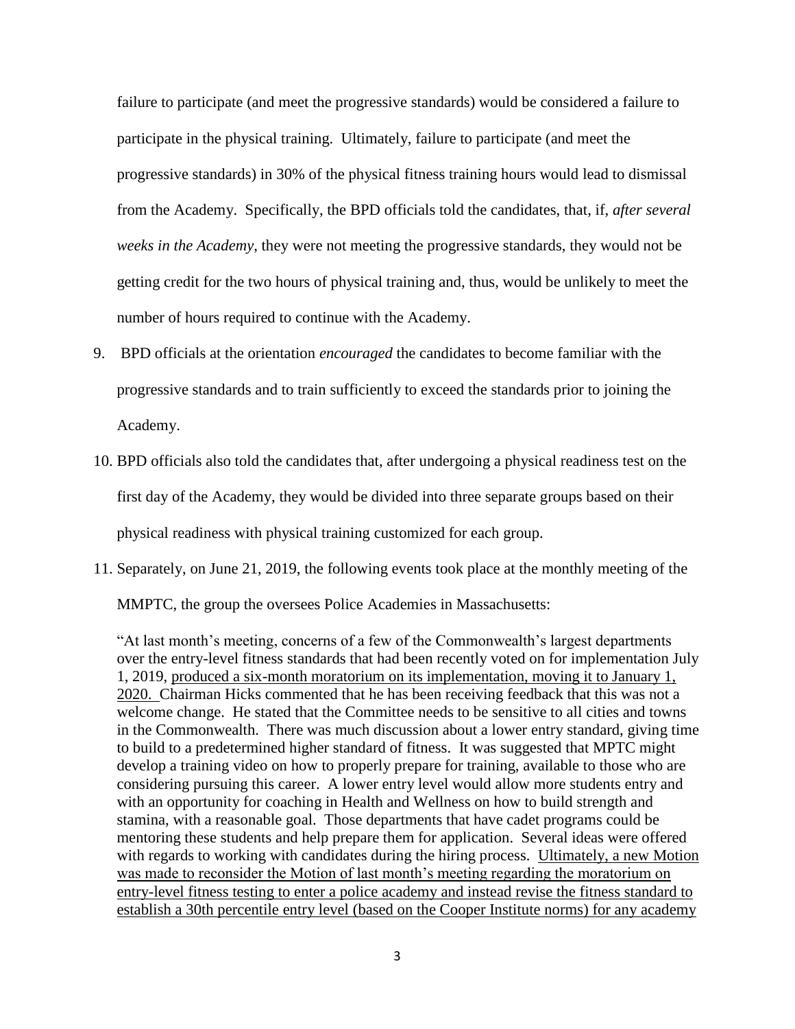failure to participate (and meet the progressive standards) would be considered a failure to participate in the physical training. Ultimately, failure to participate (and meet the progressive standards) in 30% of the physical fitness training hours would lead to dismissal from the Academy. Specifically, the BPD officials told the candidates, that, if, *after several weeks in the Academy*, they were not meeting the progressive standards, they would not be getting credit for the two hours of physical training and, thus, would be unlikely to meet the number of hours required to continue with the Academy.

9. BPD officials at the orientation *encouraged* the candidates to become familiar with the progressive standards and to train sufficiently to exceed the standards prior to joining the Academy.

10. BPD officials also told the candidates that, after undergoing a physical readiness test on the first day of the Academy, they would be divided into three separate groups based on their physical readiness with physical training customized for each group.

11. Separately, on June 21, 2019, the following events took place at the monthly meeting of the MMPTC, the group the oversees Police Academies in Massachusetts:

> "At last month's meeting, concerns of a few of the Commonwealth's largest departments over the entry-level fitness standards that had been recently voted on for implementation July 1, 2019, <u>produced a six-month moratorium on its implementation, moving it to January 1, 2020.</u> Chairman Hicks commented that he has been receiving feedback that this was not a welcome change. He stated that the Committee needs to be sensitive to all cities and towns in the Commonwealth. There was much discussion about a lower entry standard, giving time to build to a predetermined higher standard of fitness. It was suggested that MPTC might develop a training video on how to properly prepare for training, available to those who are considering pursuing this career. A lower entry level would allow more students entry and with an opportunity for coaching in Health and Wellness on how to build strength and stamina, with a reasonable goal. Those departments that have cadet programs could be mentoring these students and help prepare them for application. Several ideas were offered with regards to working with candidates during the hiring process. <u>Ultimately, a new Motion was made to reconsider the Motion of last month's meeting regarding the moratorium on entry-level fitness testing to enter a police academy and instead revise the fitness standard to establish a 30th percentile entry level (based on the Cooper Institute norms) for any academy</u>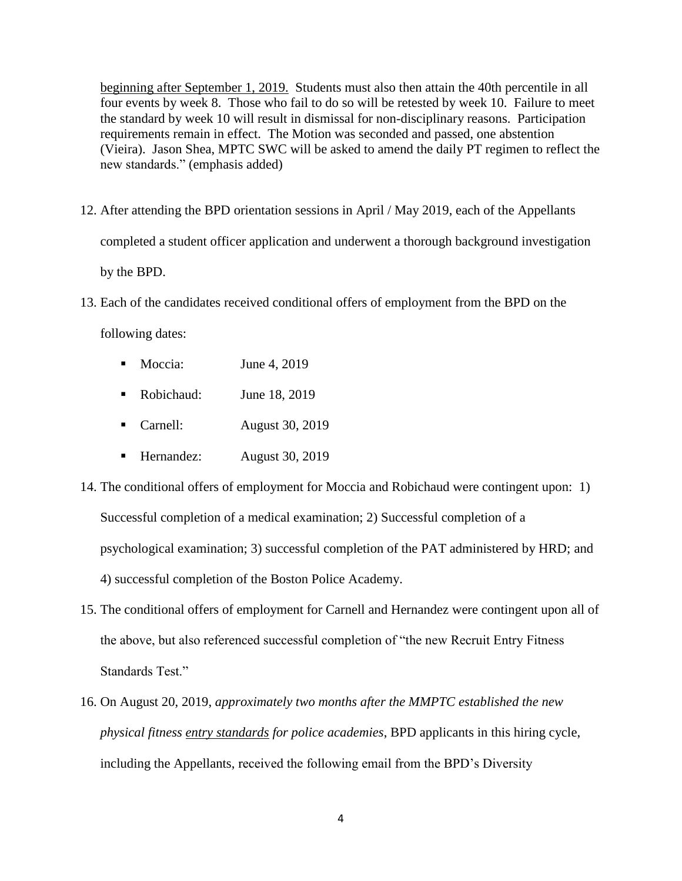beginning after September 1, 2019. Students must also then attain the 40th percentile in all four events by week 8. Those who fail to do so will be retested by week 10. Failure to meet the standard by week 10 will result in dismissal for non-disciplinary reasons. Participation requirements remain in effect. The Motion was seconded and passed, one abstention (Vieira). Jason Shea, MPTC SWC will be asked to amend the daily PT regimen to reflect the new standards." (emphasis added)

12. After attending the BPD orientation sessions in April / May 2019, each of the Appellants completed a student officer application and underwent a thorough background investigation by the BPD.

13. Each of the candidates received conditional offers of employment from the BPD on the following dates:

    - Moccia: June 4, 2019
    - Robichaud: June 18, 2019
    - Carnell: August 30, 2019
    - Hernandez: August 30, 2019

14. The conditional offers of employment for Moccia and Robichaud were contingent upon: 1) Successful completion of a medical examination; 2) Successful completion of a psychological examination; 3) successful completion of the PAT administered by HRD; and 4) successful completion of the Boston Police Academy.

15. The conditional offers of employment for Carnell and Hernandez were contingent upon all of the above, but also referenced successful completion of "the new Recruit Entry Fitness Standards Test."

16. On August 20, 2019, *approximately two months after the MMPTC established the new physical fitness entry standards for police academies*, BPD applicants in this hiring cycle, including the Appellants, received the following email from the BPD's Diversity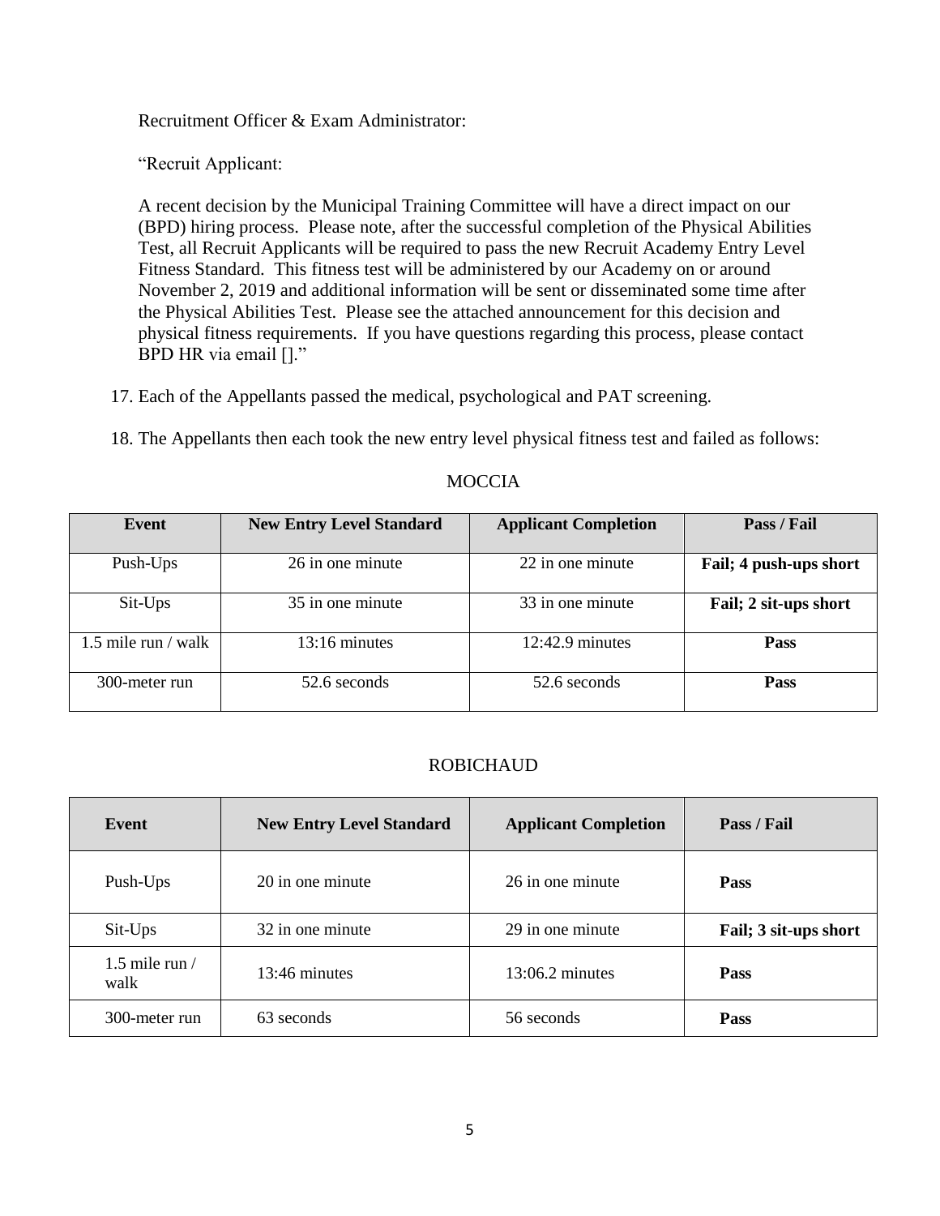Recruitment Officer & Exam Administrator:

"Recruit Applicant:

A recent decision by the Municipal Training Committee will have a direct impact on our (BPD) hiring process. Please note, after the successful completion of the Physical Abilities Test, all Recruit Applicants will be required to pass the new Recruit Academy Entry Level Fitness Standard. This fitness test will be administered by our Academy on or around November 2, 2019 and additional information will be sent or disseminated some time after the Physical Abilities Test. Please see the attached announcement for this decision and physical fitness requirements. If you have questions regarding this process, please contact BPD HR via email []."

17. Each of the Appellants passed the medical, psychological and PAT screening.

18. The Appellants then each took the new entry level physical fitness test and failed as follows:

MOCCIA

| Event | New Entry Level Standard | Applicant Completion | Pass / Fail |
|---|---|---|---|
| Push-Ups | 26 in one minute | 22 in one minute | **Fail; 4 push-ups short** |
| Sit-Ups | 35 in one minute | 33 in one minute | **Fail; 2 sit-ups short** |
| 1.5 mile run / walk | 13:16 minutes | 12:42.9 minutes | **Pass** |
| 300-meter run | 52.6 seconds | 52.6 seconds | **Pass** |

ROBICHAUD

| Event | New Entry Level Standard | Applicant Completion | Pass / Fail |
|---|---|---|---|
| Push-Ups | 20 in one minute | 26 in one minute | **Pass** |
| Sit-Ups | 32 in one minute | 29 in one minute | **Fail; 3 sit-ups short** |
| 1.5 mile run / walk | 13:46 minutes | 13:06.2 minutes | **Pass** |
| 300-meter run | 63 seconds | 56 seconds | **Pass** |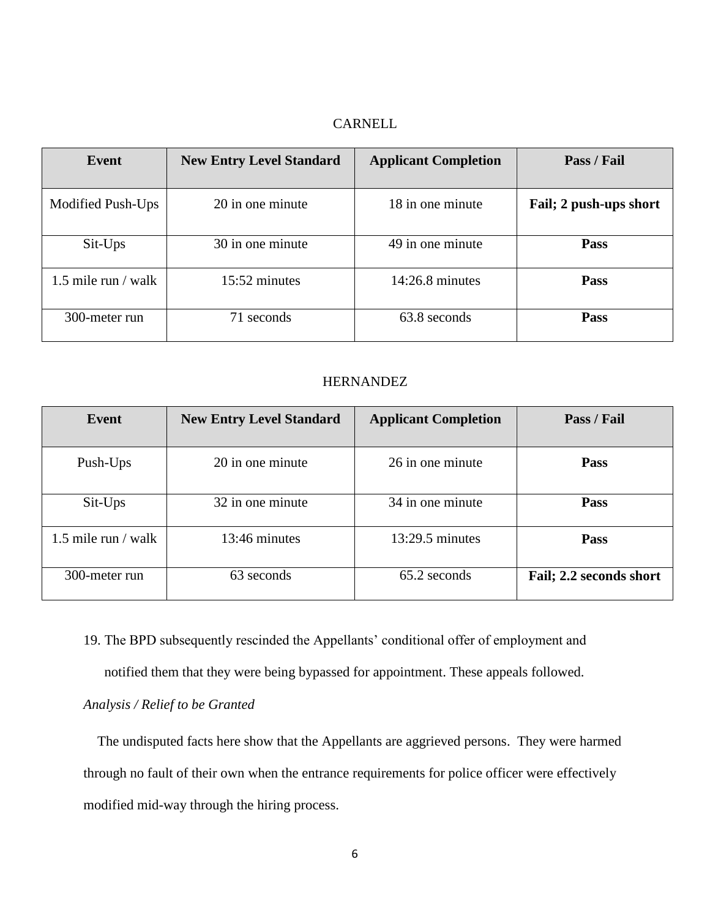CARNELL

| Event | New Entry Level Standard | Applicant Completion | Pass / Fail |
|---|---|---|---|
| Modified Push-Ups | 20 in one minute | 18 in one minute | **Fail; 2 push-ups short** |
| Sit-Ups | 30 in one minute | 49 in one minute | **Pass** |
| 1.5 mile run / walk | 15:52 minutes | 14:26.8 minutes | **Pass** |
| 300-meter run | 71 seconds | 63.8 seconds | **Pass** |

HERNANDEZ

| Event | New Entry Level Standard | Applicant Completion | Pass / Fail |
|---|---|---|---|
| Push-Ups | 20 in one minute | 26 in one minute | **Pass** |
| Sit-Ups | 32 in one minute | 34 in one minute | **Pass** |
| 1.5 mile run / walk | 13:46 minutes | 13:29.5 minutes | **Pass** |
| 300-meter run | 63 seconds | 65.2 seconds | **Fail; 2.2 seconds short** |

19. The BPD subsequently rescinded the Appellants' conditional offer of employment and notified them that they were being bypassed for appointment. These appeals followed.

*Analysis / Relief to be Granted*

The undisputed facts here show that the Appellants are aggrieved persons. They were harmed through no fault of their own when the entrance requirements for police officer were effectively modified mid-way through the hiring process.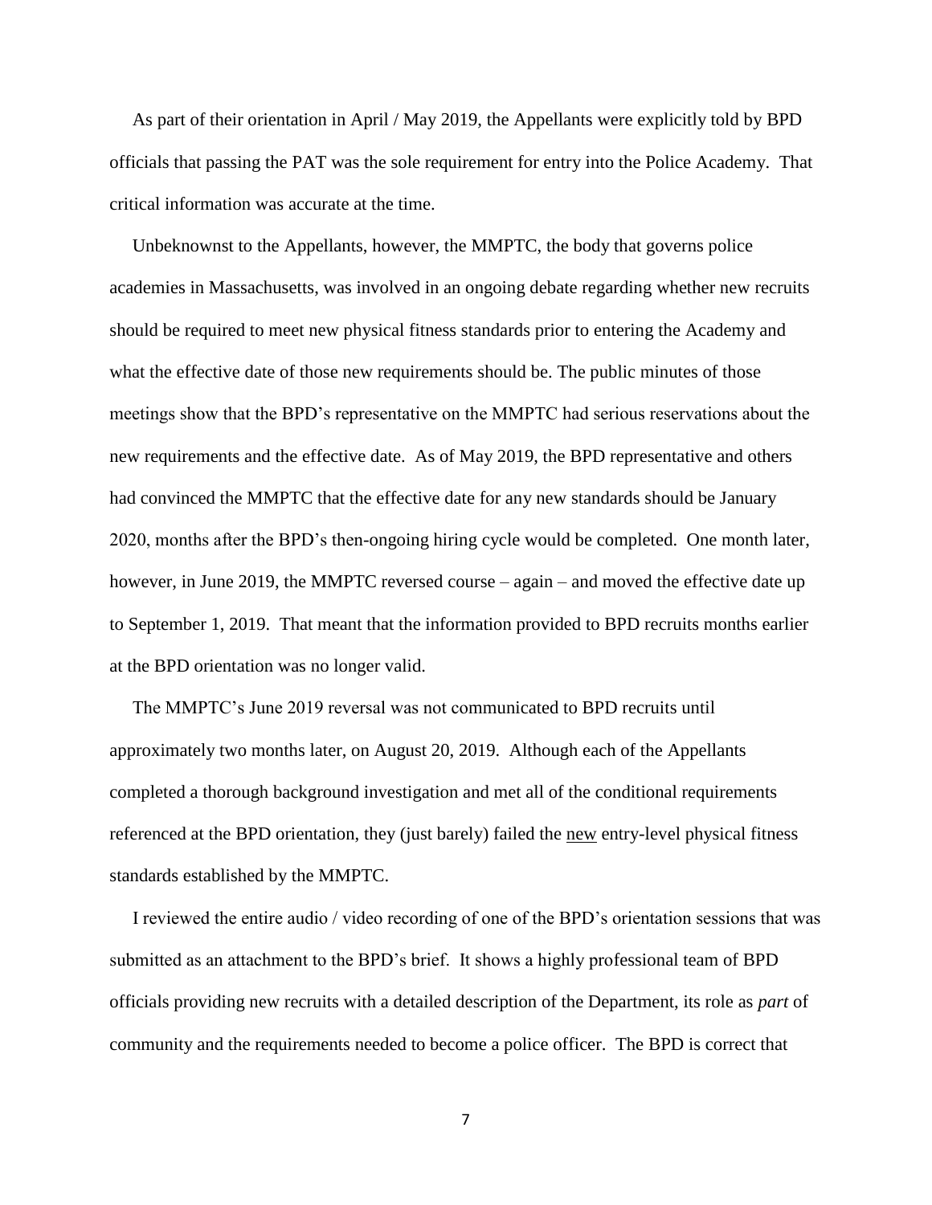As part of their orientation in April / May 2019, the Appellants were explicitly told by BPD officials that passing the PAT was the sole requirement for entry into the Police Academy. That critical information was accurate at the time.

Unbeknownst to the Appellants, however, the MMPTC, the body that governs police academies in Massachusetts, was involved in an ongoing debate regarding whether new recruits should be required to meet new physical fitness standards prior to entering the Academy and what the effective date of those new requirements should be. The public minutes of those meetings show that the BPD's representative on the MMPTC had serious reservations about the new requirements and the effective date. As of May 2019, the BPD representative and others had convinced the MMPTC that the effective date for any new standards should be January 2020, months after the BPD's then-ongoing hiring cycle would be completed. One month later, however, in June 2019, the MMPTC reversed course – again – and moved the effective date up to September 1, 2019. That meant that the information provided to BPD recruits months earlier at the BPD orientation was no longer valid.

The MMPTC's June 2019 reversal was not communicated to BPD recruits until approximately two months later, on August 20, 2019. Although each of the Appellants completed a thorough background investigation and met all of the conditional requirements referenced at the BPD orientation, they (just barely) failed the <u>new</u> entry-level physical fitness standards established by the MMPTC.

I reviewed the entire audio / video recording of one of the BPD's orientation sessions that was submitted as an attachment to the BPD's brief. It shows a highly professional team of BPD officials providing new recruits with a detailed description of the Department, its role as *part* of community and the requirements needed to become a police officer. The BPD is correct that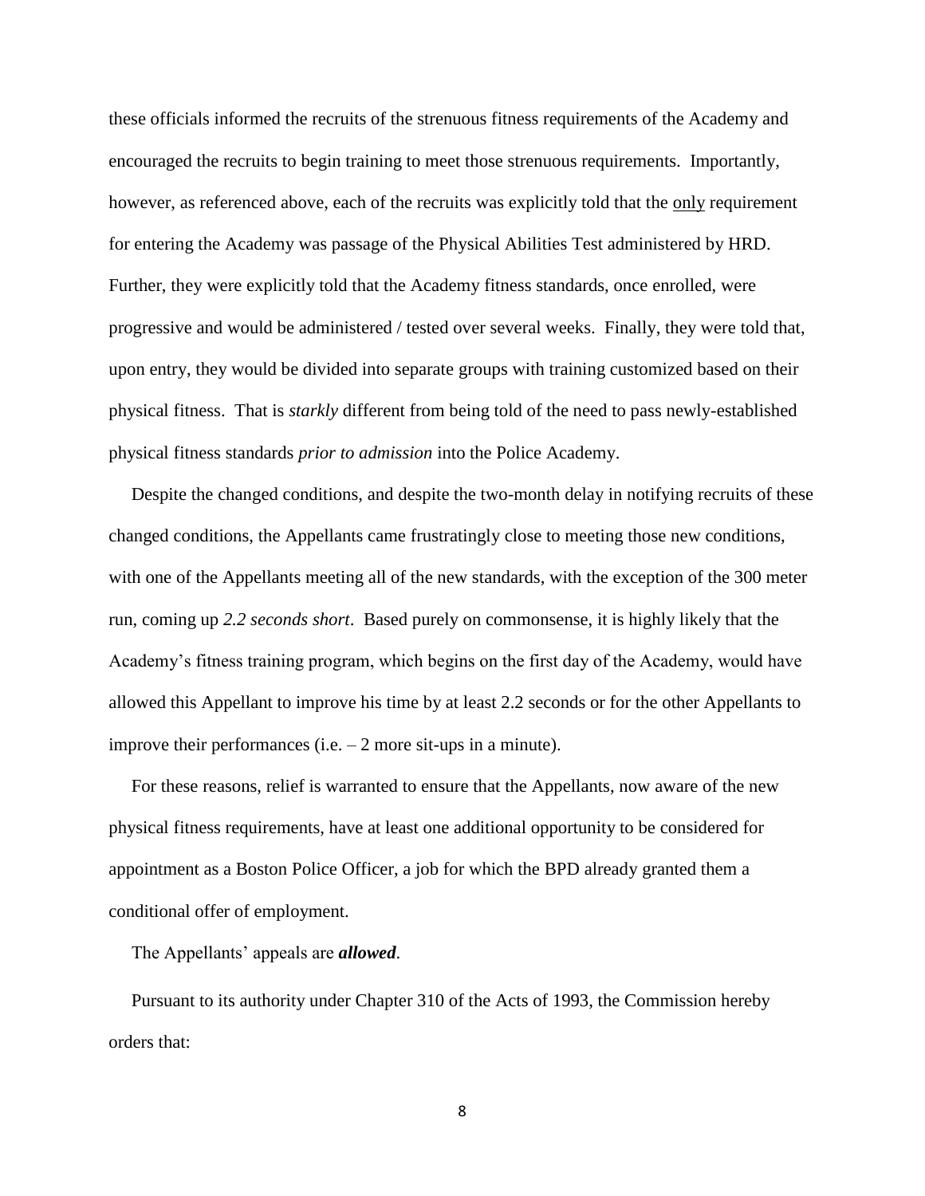these officials informed the recruits of the strenuous fitness requirements of the Academy and encouraged the recruits to begin training to meet those strenuous requirements. Importantly, however, as referenced above, each of the recruits was explicitly told that the only requirement for entering the Academy was passage of the Physical Abilities Test administered by HRD. Further, they were explicitly told that the Academy fitness standards, once enrolled, were progressive and would be administered / tested over several weeks. Finally, they were told that, upon entry, they would be divided into separate groups with training customized based on their physical fitness. That is *starkly* different from being told of the need to pass newly-established physical fitness standards *prior to admission* into the Police Academy.

Despite the changed conditions, and despite the two-month delay in notifying recruits of these changed conditions, the Appellants came frustratingly close to meeting those new conditions, with one of the Appellants meeting all of the new standards, with the exception of the 300 meter run, coming up *2.2 seconds short*. Based purely on commonsense, it is highly likely that the Academy's fitness training program, which begins on the first day of the Academy, would have allowed this Appellant to improve his time by at least 2.2 seconds or for the other Appellants to improve their performances (i.e. – 2 more sit-ups in a minute).

For these reasons, relief is warranted to ensure that the Appellants, now aware of the new physical fitness requirements, have at least one additional opportunity to be considered for appointment as a Boston Police Officer, a job for which the BPD already granted them a conditional offer of employment.

The Appellants' appeals are ***allowed***.

Pursuant to its authority under Chapter 310 of the Acts of 1993, the Commission hereby orders that: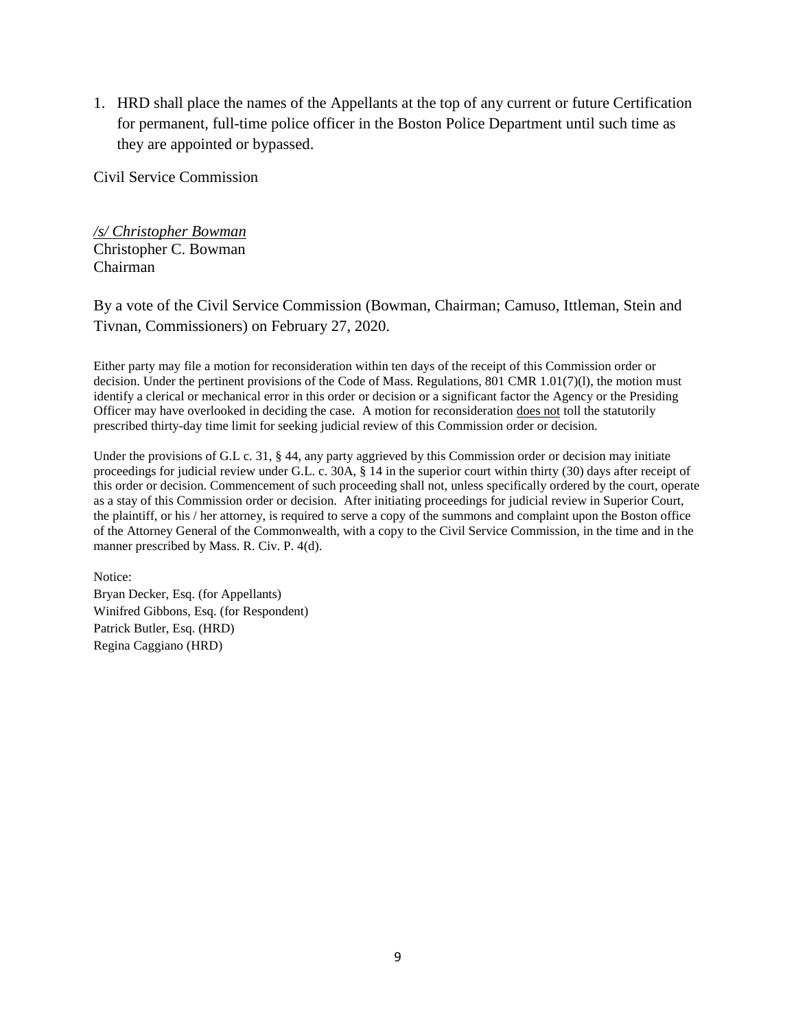1. HRD shall place the names of the Appellants at the top of any current or future Certification for permanent, full-time police officer in the Boston Police Department until such time as they are appointed or bypassed.

Civil Service Commission

*/s/ Christopher Bowman*
Christopher C. Bowman
Chairman

By a vote of the Civil Service Commission (Bowman, Chairman; Camuso, Ittleman, Stein and Tivnan, Commissioners) on February 27, 2020.

Either party may file a motion for reconsideration within ten days of the receipt of this Commission order or decision. Under the pertinent provisions of the Code of Mass. Regulations, 801 CMR 1.01(7)(l), the motion must identify a clerical or mechanical error in this order or decision or a significant factor the Agency or the Presiding Officer may have overlooked in deciding the case. A motion for reconsideration does not toll the statutorily prescribed thirty-day time limit for seeking judicial review of this Commission order or decision.

Under the provisions of G.L c. 31, § 44, any party aggrieved by this Commission order or decision may initiate proceedings for judicial review under G.L. c. 30A, § 14 in the superior court within thirty (30) days after receipt of this order or decision. Commencement of such proceeding shall not, unless specifically ordered by the court, operate as a stay of this Commission order or decision. After initiating proceedings for judicial review in Superior Court, the plaintiff, or his / her attorney, is required to serve a copy of the summons and complaint upon the Boston office of the Attorney General of the Commonwealth, with a copy to the Civil Service Commission, in the time and in the manner prescribed by Mass. R. Civ. P. 4(d).

Notice:
Bryan Decker, Esq. (for Appellants)
Winifred Gibbons, Esq. (for Respondent)
Patrick Butler, Esq. (HRD)
Regina Caggiano (HRD)